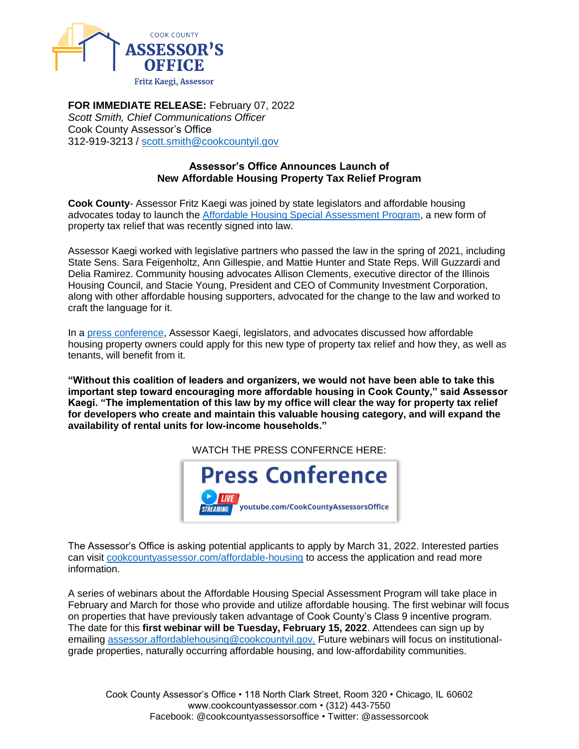COOK COUNTY
**ASSESSOR'S OFFICE**
Fritz Kaegi, Assessor

**FOR IMMEDIATE RELEASE:** February 07, 2022
*Scott Smith, Chief Communications Officer*
Cook County Assessor's Office
312-919-3213 / [scott.smith@cookcountyil.gov](mailto:scott.smith@cookcountyil.gov)

## Assessor's Office Announces Launch of New Affordable Housing Property Tax Relief Program

**Cook County**- Assessor Fritz Kaegi was joined by state legislators and affordable housing advocates today to launch the Affordable Housing Special Assessment Program, a new form of property tax relief that was recently signed into law.

Assessor Kaegi worked with legislative partners who passed the law in the spring of 2021, including State Sens. Sara Feigenholtz, Ann Gillespie, and Mattie Hunter and State Reps. Will Guzzardi and Delia Ramirez. Community housing advocates Allison Clements, executive director of the Illinois Housing Council, and Stacie Young, President and CEO of Community Investment Corporation, along with other affordable housing supporters, advocated for the change to the law and worked to craft the language for it.

In a press conference, Assessor Kaegi, legislators, and advocates discussed how affordable housing property owners could apply for this new type of property tax relief and how they, as well as tenants, will benefit from it.

**"Without this coalition of leaders and organizers, we would not have been able to take this important step toward encouraging more affordable housing in Cook County," said Assessor Kaegi. "The implementation of this law by my office will clear the way for property tax relief for developers who create and maintain this valuable housing category, and will expand the availability of rental units for low-income households."**

WATCH THE PRESS CONFERNCE HERE:

**Press Conference**
LIVE STREAMING youtube.com/CookCountyAssessorsOffice

The Assessor's Office is asking potential applicants to apply by March 31, 2022. Interested parties can visit cookcountyassessor.com/affordable-housing to access the application and read more information.

A series of webinars about the Affordable Housing Special Assessment Program will take place in February and March for those who provide and utilize affordable housing. The first webinar will focus on properties that have previously taken advantage of Cook County's Class 9 incentive program. The date for this **first webinar will be Tuesday, February 15, 2022**. Attendees can sign up by emailing assessor.affordablehousing@cookcountyil.gov. Future webinars will focus on institutional-grade properties, naturally occurring affordable housing, and low-affordability communities.

Cook County Assessor's Office • 118 North Clark Street, Room 320 • Chicago, IL 60602
www.cookcountyassessor.com • (312) 443-7550
Facebook: @cookcountyassessorsoffice • Twitter: @assessorcook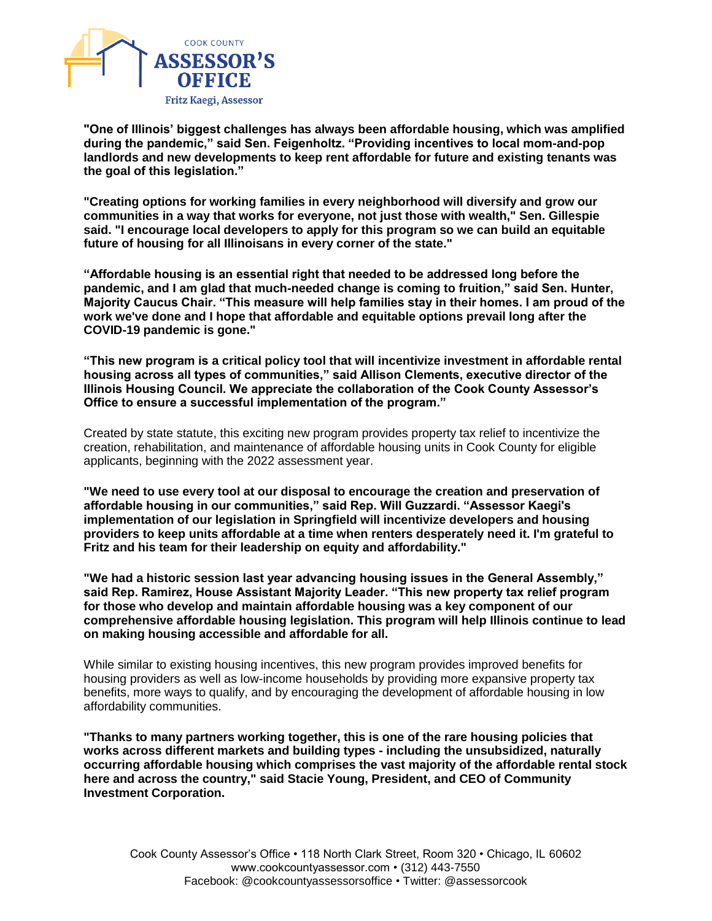**"One of Illinois' biggest challenges has always been affordable housing, which was amplified during the pandemic," said Sen. Feigenholtz. "Providing incentives to local mom-and-pop landlords and new developments to keep rent affordable for future and existing tenants was the goal of this legislation."**

**"Creating options for working families in every neighborhood will diversify and grow our communities in a way that works for everyone, not just those with wealth," Sen. Gillespie said. "I encourage local developers to apply for this program so we can build an equitable future of housing for all Illinoisans in every corner of the state."**

**"Affordable housing is an essential right that needed to be addressed long before the pandemic, and I am glad that much-needed change is coming to fruition," said Sen. Hunter, Majority Caucus Chair. "This measure will help families stay in their homes. I am proud of the work we've done and I hope that affordable and equitable options prevail long after the COVID-19 pandemic is gone."**

**"This new program is a critical policy tool that will incentivize investment in affordable rental housing across all types of communities," said Allison Clements, executive director of the Illinois Housing Council. We appreciate the collaboration of the Cook County Assessor's Office to ensure a successful implementation of the program."**

Created by state statute, this exciting new program provides property tax relief to incentivize the creation, rehabilitation, and maintenance of affordable housing units in Cook County for eligible applicants, beginning with the 2022 assessment year.

**"We need to use every tool at our disposal to encourage the creation and preservation of affordable housing in our communities," said Rep. Will Guzzardi. "Assessor Kaegi's implementation of our legislation in Springfield will incentivize developers and housing providers to keep units affordable at a time when renters desperately need it. I'm grateful to Fritz and his team for their leadership on equity and affordability."**

**"We had a historic session last year advancing housing issues in the General Assembly," said Rep. Ramirez, House Assistant Majority Leader. "This new property tax relief program for those who develop and maintain affordable housing was a key component of our comprehensive affordable housing legislation. This program will help Illinois continue to lead on making housing accessible and affordable for all.**

While similar to existing housing incentives, this new program provides improved benefits for housing providers as well as low-income households by providing more expansive property tax benefits, more ways to qualify, and by encouraging the development of affordable housing in low affordability communities.

**"Thanks to many partners working together, this is one of the rare housing policies that works across different markets and building types - including the unsubsidized, naturally occurring affordable housing which comprises the vast majority of the affordable rental stock here and across the country," said Stacie Young, President, and CEO of Community Investment Corporation.**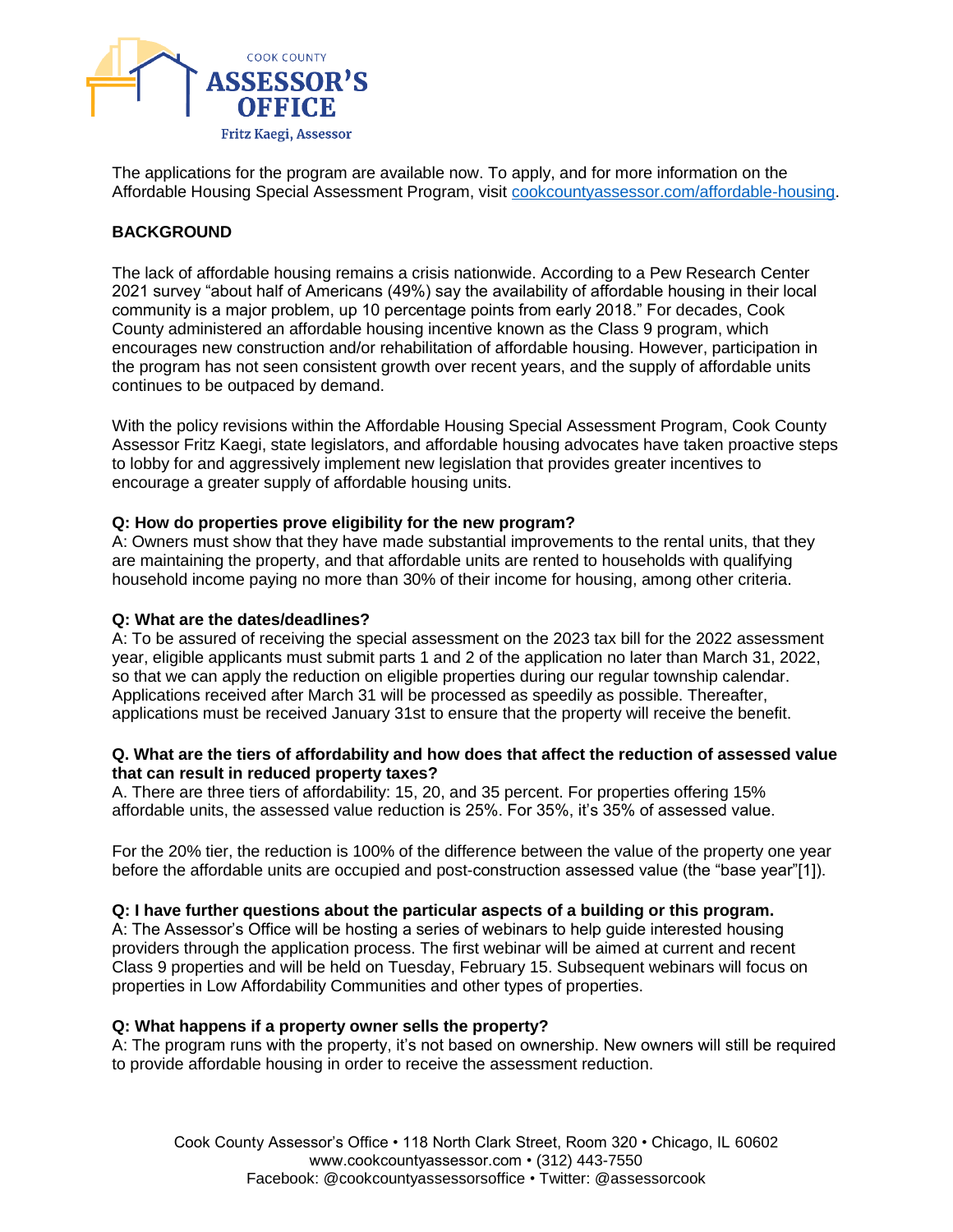The applications for the program are available now. To apply, and for more information on the Affordable Housing Special Assessment Program, visit [cookcountyassessor.com/affordable-housing](cookcountyassessor.com/affordable-housing).

**BACKGROUND**

The lack of affordable housing remains a crisis nationwide. According to a Pew Research Center 2021 survey "about half of Americans (49%) say the availability of affordable housing in their local community is a major problem, up 10 percentage points from early 2018." For decades, Cook County administered an affordable housing incentive known as the Class 9 program, which encourages new construction and/or rehabilitation of affordable housing. However, participation in the program has not seen consistent growth over recent years, and the supply of affordable units continues to be outpaced by demand.

With the policy revisions within the Affordable Housing Special Assessment Program, Cook County Assessor Fritz Kaegi, state legislators, and affordable housing advocates have taken proactive steps to lobby for and aggressively implement new legislation that provides greater incentives to encourage a greater supply of affordable housing units.

**Q: How do properties prove eligibility for the new program?**
A: Owners must show that they have made substantial improvements to the rental units, that they are maintaining the property, and that affordable units are rented to households with qualifying household income paying no more than 30% of their income for housing, among other criteria.

**Q: What are the dates/deadlines?**
A: To be assured of receiving the special assessment on the 2023 tax bill for the 2022 assessment year, eligible applicants must submit parts 1 and 2 of the application no later than March 31, 2022, so that we can apply the reduction on eligible properties during our regular township calendar. Applications received after March 31 will be processed as speedily as possible. Thereafter, applications must be received January 31st to ensure that the property will receive the benefit.

**Q. What are the tiers of affordability and how does that affect the reduction of assessed value that can result in reduced property taxes?**
A. There are three tiers of affordability: 15, 20, and 35 percent. For properties offering 15% affordable units, the assessed value reduction is 25%. For 35%, it's 35% of assessed value.

For the 20% tier, the reduction is 100% of the difference between the value of the property one year before the affordable units are occupied and post-construction assessed value (the "base year"[1]).

**Q: I have further questions about the particular aspects of a building or this program.**
A: The Assessor's Office will be hosting a series of webinars to help guide interested housing providers through the application process. The first webinar will be aimed at current and recent Class 9 properties and will be held on Tuesday, February 15. Subsequent webinars will focus on properties in Low Affordability Communities and other types of properties.

**Q: What happens if a property owner sells the property?**
A: The program runs with the property, it's not based on ownership. New owners will still be required to provide affordable housing in order to receive the assessment reduction.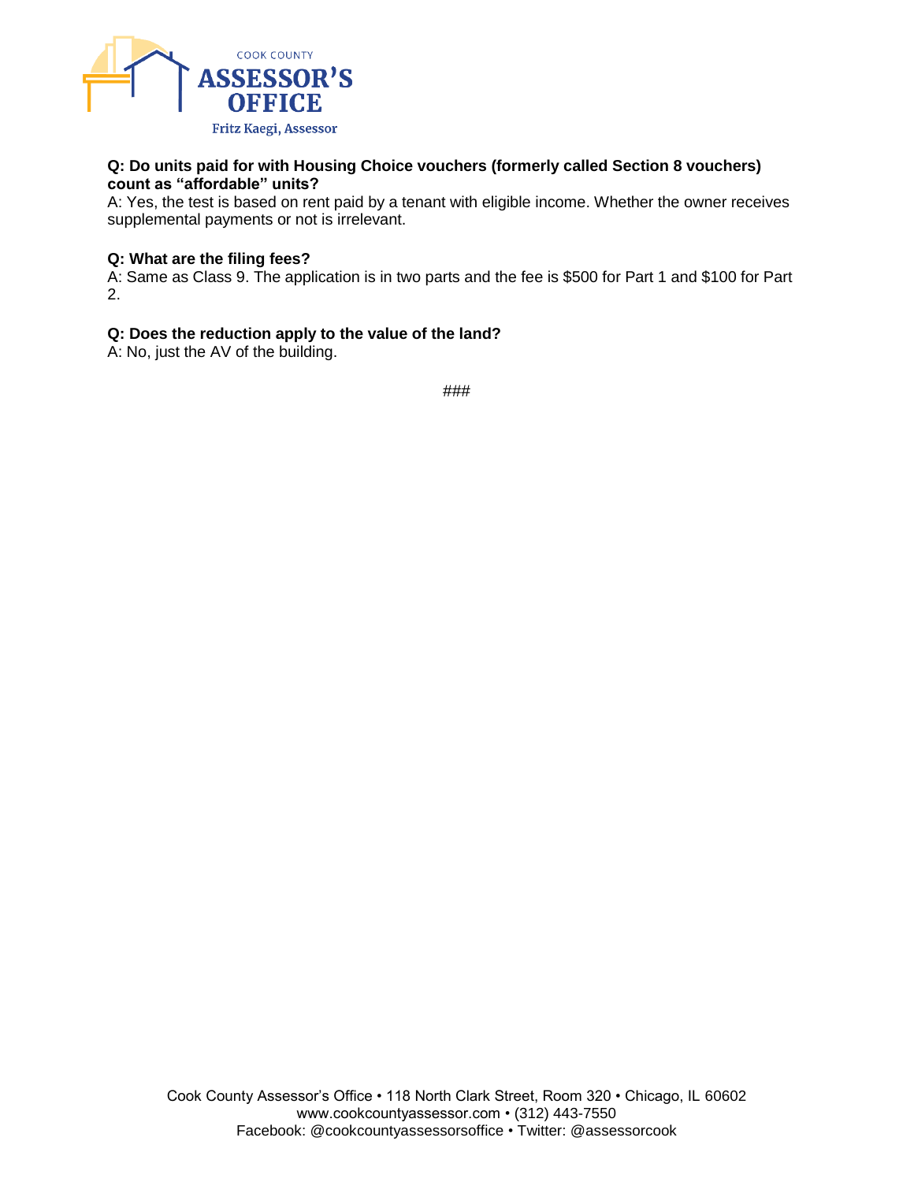**Q: Do units paid for with Housing Choice vouchers (formerly called Section 8 vouchers) count as "affordable" units?**
A: Yes, the test is based on rent paid by a tenant with eligible income. Whether the owner receives supplemental payments or not is irrelevant.

**Q: What are the filing fees?**
A: Same as Class 9. The application is in two parts and the fee is $500 for Part 1 and $100 for Part 2.

**Q: Does the reduction apply to the value of the land?**
A: No, just the AV of the building.

###